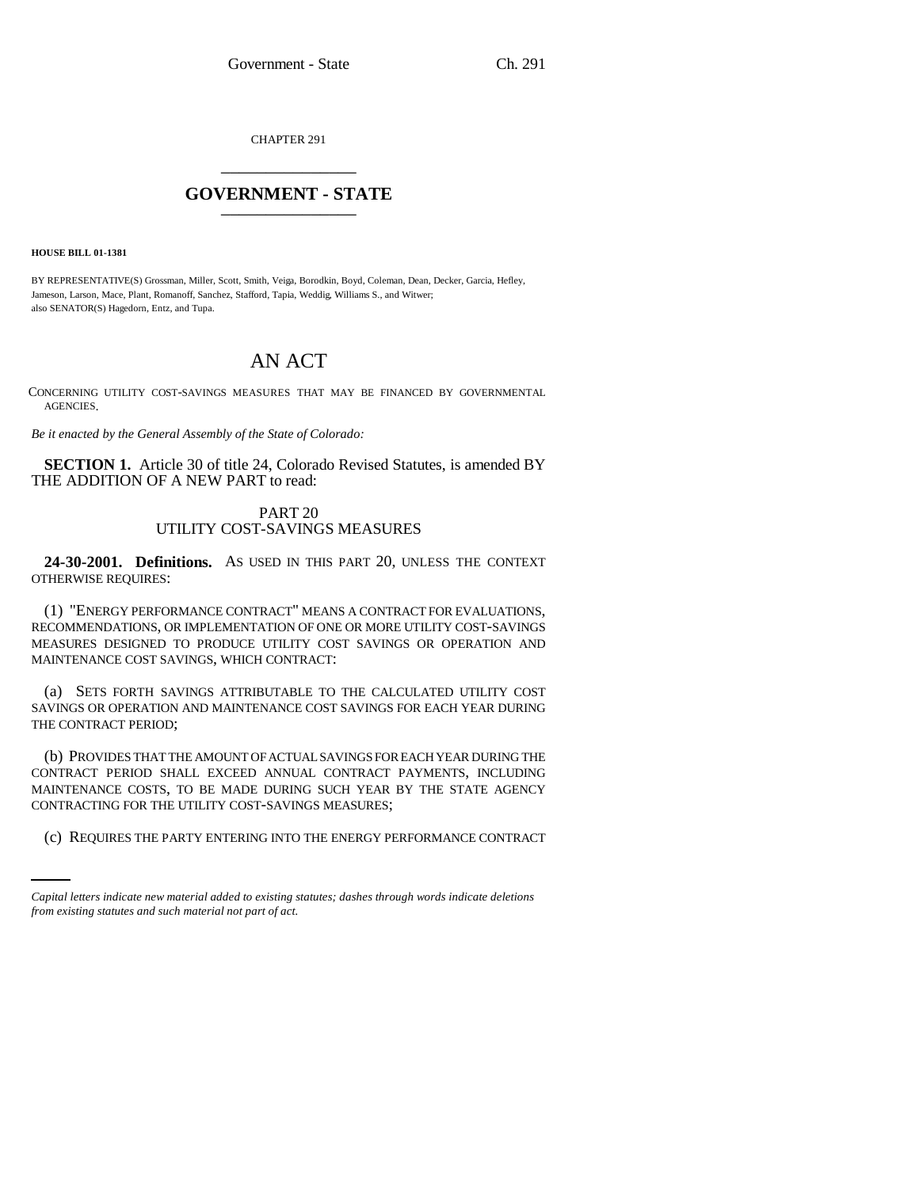CHAPTER 291

# GOVERNMENT - STATE

**HOUSE BILL 01-1381**

BY REPRESENTATIVE(S) Grossman, Miller, Scott, Smith, Veiga, Borodkin, Boyd, Coleman, Dean, Decker, Garcia, Hefley, Jameson, Larson, Mace, Plant, Romanoff, Sanchez, Stafford, Tapia, Weddig, Williams S., and Witwer;
also SENATOR(S) Hagedorn, Entz, and Tupa.

## AN ACT

CONCERNING UTILITY COST-SAVINGS MEASURES THAT MAY BE FINANCED BY GOVERNMENTAL AGENCIES.

*Be it enacted by the General Assembly of the State of Colorado:*

**SECTION 1.** Article 30 of title 24, Colorado Revised Statutes, is amended BY THE ADDITION OF A NEW PART to read:

PART 20
UTILITY COST-SAVINGS MEASURES

**24-30-2001. Definitions.** AS USED IN THIS PART 20, UNLESS THE CONTEXT OTHERWISE REQUIRES:

(1) "ENERGY PERFORMANCE CONTRACT" MEANS A CONTRACT FOR EVALUATIONS, RECOMMENDATIONS, OR IMPLEMENTATION OF ONE OR MORE UTILITY COST-SAVINGS MEASURES DESIGNED TO PRODUCE UTILITY COST SAVINGS OR OPERATION AND MAINTENANCE COST SAVINGS, WHICH CONTRACT:

(a) SETS FORTH SAVINGS ATTRIBUTABLE TO THE CALCULATED UTILITY COST SAVINGS OR OPERATION AND MAINTENANCE COST SAVINGS FOR EACH YEAR DURING THE CONTRACT PERIOD;

(b) PROVIDES THAT THE AMOUNT OF ACTUAL SAVINGS FOR EACH YEAR DURING THE CONTRACT PERIOD SHALL EXCEED ANNUAL CONTRACT PAYMENTS, INCLUDING MAINTENANCE COSTS, TO BE MADE DURING SUCH YEAR BY THE STATE AGENCY CONTRACTING FOR THE UTILITY COST-SAVINGS MEASURES;

(c) REQUIRES THE PARTY ENTERING INTO THE ENERGY PERFORMANCE CONTRACT

*Capital letters indicate new material added to existing statutes; dashes through words indicate deletions from existing statutes and such material not part of act.*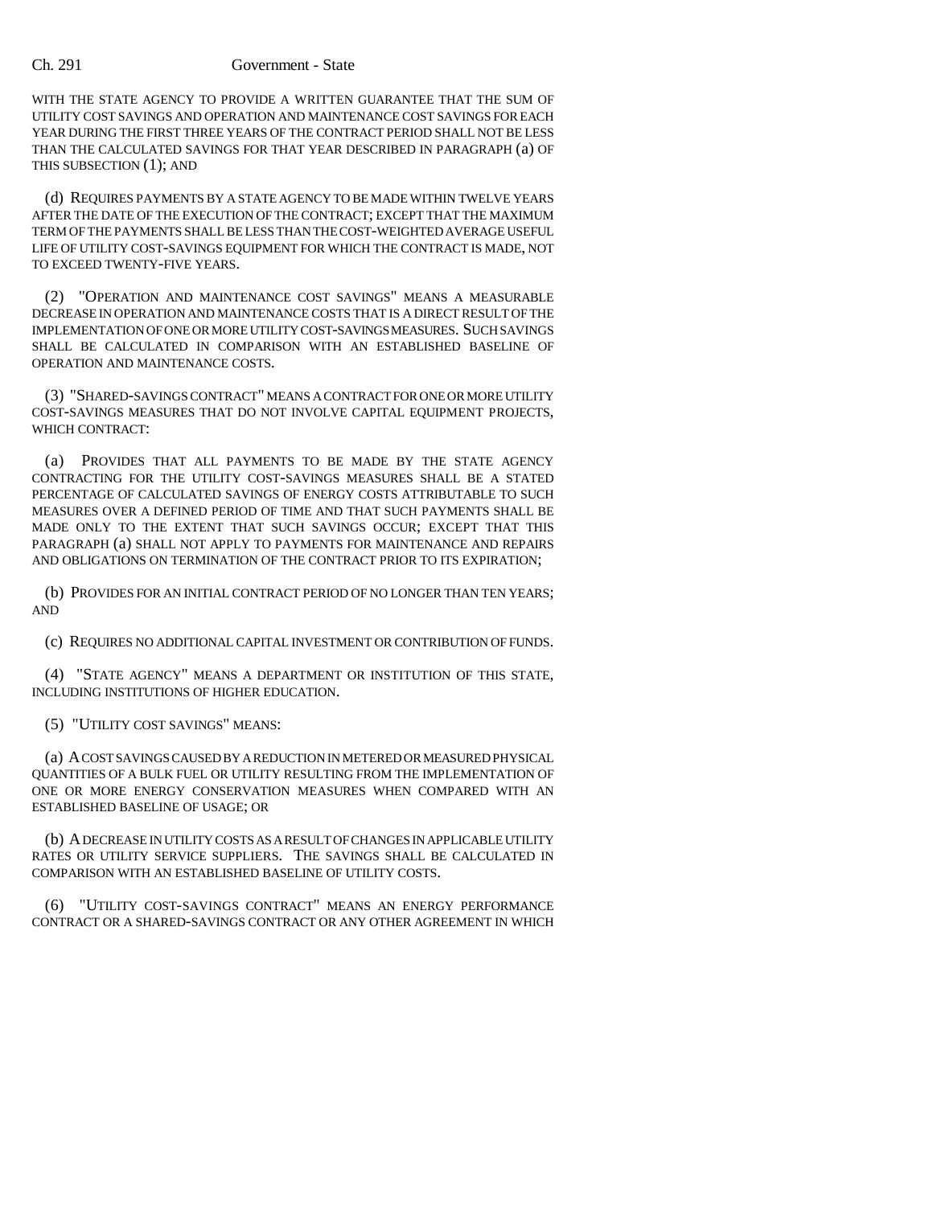WITH THE STATE AGENCY TO PROVIDE A WRITTEN GUARANTEE THAT THE SUM OF UTILITY COST SAVINGS AND OPERATION AND MAINTENANCE COST SAVINGS FOR EACH YEAR DURING THE FIRST THREE YEARS OF THE CONTRACT PERIOD SHALL NOT BE LESS THAN THE CALCULATED SAVINGS FOR THAT YEAR DESCRIBED IN PARAGRAPH (a) OF THIS SUBSECTION (1); AND

(d) REQUIRES PAYMENTS BY A STATE AGENCY TO BE MADE WITHIN TWELVE YEARS AFTER THE DATE OF THE EXECUTION OF THE CONTRACT; EXCEPT THAT THE MAXIMUM TERM OF THE PAYMENTS SHALL BE LESS THAN THE COST-WEIGHTED AVERAGE USEFUL LIFE OF UTILITY COST-SAVINGS EQUIPMENT FOR WHICH THE CONTRACT IS MADE, NOT TO EXCEED TWENTY-FIVE YEARS.

(2) "OPERATION AND MAINTENANCE COST SAVINGS" MEANS A MEASURABLE DECREASE IN OPERATION AND MAINTENANCE COSTS THAT IS A DIRECT RESULT OF THE IMPLEMENTATION OF ONE OR MORE UTILITY COST-SAVINGS MEASURES. SUCH SAVINGS SHALL BE CALCULATED IN COMPARISON WITH AN ESTABLISHED BASELINE OF OPERATION AND MAINTENANCE COSTS.

(3) "SHARED-SAVINGS CONTRACT" MEANS A CONTRACT FOR ONE OR MORE UTILITY COST-SAVINGS MEASURES THAT DO NOT INVOLVE CAPITAL EQUIPMENT PROJECTS, WHICH CONTRACT:

(a) PROVIDES THAT ALL PAYMENTS TO BE MADE BY THE STATE AGENCY CONTRACTING FOR THE UTILITY COST-SAVINGS MEASURES SHALL BE A STATED PERCENTAGE OF CALCULATED SAVINGS OF ENERGY COSTS ATTRIBUTABLE TO SUCH MEASURES OVER A DEFINED PERIOD OF TIME AND THAT SUCH PAYMENTS SHALL BE MADE ONLY TO THE EXTENT THAT SUCH SAVINGS OCCUR; EXCEPT THAT THIS PARAGRAPH (a) SHALL NOT APPLY TO PAYMENTS FOR MAINTENANCE AND REPAIRS AND OBLIGATIONS ON TERMINATION OF THE CONTRACT PRIOR TO ITS EXPIRATION;

(b) PROVIDES FOR AN INITIAL CONTRACT PERIOD OF NO LONGER THAN TEN YEARS; AND

(c) REQUIRES NO ADDITIONAL CAPITAL INVESTMENT OR CONTRIBUTION OF FUNDS.

(4) "STATE AGENCY" MEANS A DEPARTMENT OR INSTITUTION OF THIS STATE, INCLUDING INSTITUTIONS OF HIGHER EDUCATION.

(5) "UTILITY COST SAVINGS" MEANS:

(a) A COST SAVINGS CAUSED BY A REDUCTION IN METERED OR MEASURED PHYSICAL QUANTITIES OF A BULK FUEL OR UTILITY RESULTING FROM THE IMPLEMENTATION OF ONE OR MORE ENERGY CONSERVATION MEASURES WHEN COMPARED WITH AN ESTABLISHED BASELINE OF USAGE; OR

(b) A DECREASE IN UTILITY COSTS AS A RESULT OF CHANGES IN APPLICABLE UTILITY RATES OR UTILITY SERVICE SUPPLIERS. THE SAVINGS SHALL BE CALCULATED IN COMPARISON WITH AN ESTABLISHED BASELINE OF UTILITY COSTS.

(6) "UTILITY COST-SAVINGS CONTRACT" MEANS AN ENERGY PERFORMANCE CONTRACT OR A SHARED-SAVINGS CONTRACT OR ANY OTHER AGREEMENT IN WHICH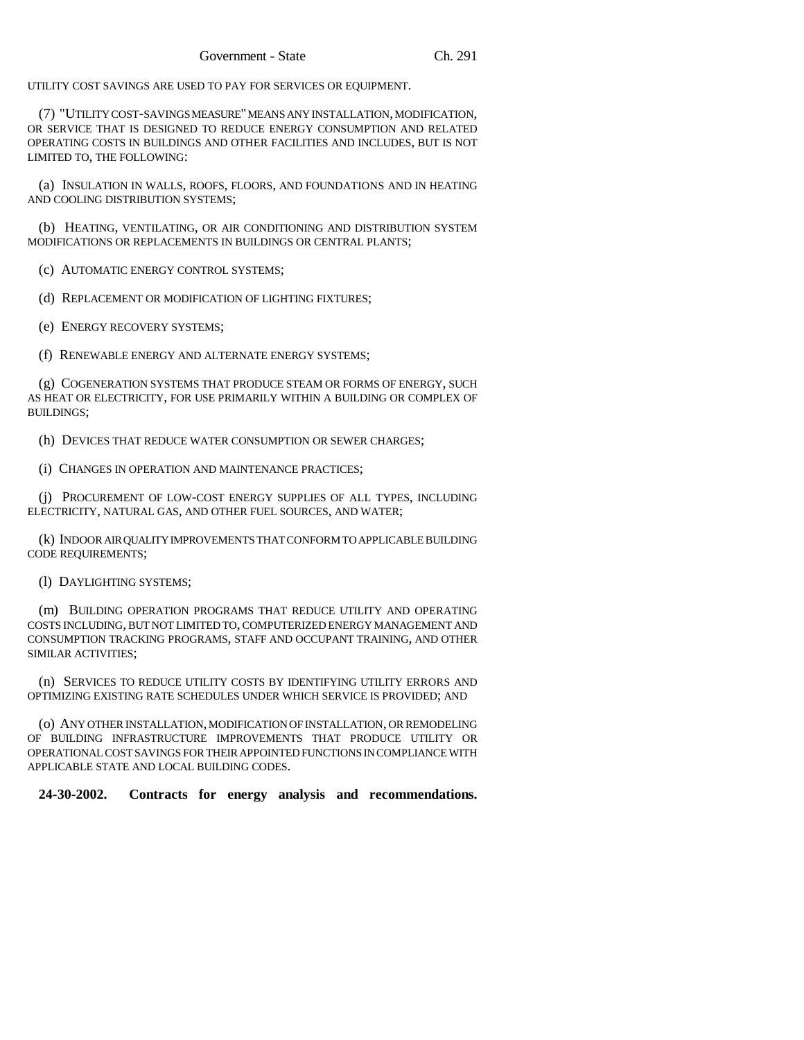UTILITY COST SAVINGS ARE USED TO PAY FOR SERVICES OR EQUIPMENT.

(7) "UTILITY COST-SAVINGS MEASURE" MEANS ANY INSTALLATION, MODIFICATION, OR SERVICE THAT IS DESIGNED TO REDUCE ENERGY CONSUMPTION AND RELATED OPERATING COSTS IN BUILDINGS AND OTHER FACILITIES AND INCLUDES, BUT IS NOT LIMITED TO, THE FOLLOWING:

(a) INSULATION IN WALLS, ROOFS, FLOORS, AND FOUNDATIONS AND IN HEATING AND COOLING DISTRIBUTION SYSTEMS;

(b) HEATING, VENTILATING, OR AIR CONDITIONING AND DISTRIBUTION SYSTEM MODIFICATIONS OR REPLACEMENTS IN BUILDINGS OR CENTRAL PLANTS;

(c) AUTOMATIC ENERGY CONTROL SYSTEMS;

(d) REPLACEMENT OR MODIFICATION OF LIGHTING FIXTURES;

(e) ENERGY RECOVERY SYSTEMS;

(f) RENEWABLE ENERGY AND ALTERNATE ENERGY SYSTEMS;

(g) COGENERATION SYSTEMS THAT PRODUCE STEAM OR FORMS OF ENERGY, SUCH AS HEAT OR ELECTRICITY, FOR USE PRIMARILY WITHIN A BUILDING OR COMPLEX OF BUILDINGS;

(h) DEVICES THAT REDUCE WATER CONSUMPTION OR SEWER CHARGES;

(i) CHANGES IN OPERATION AND MAINTENANCE PRACTICES;

(j) PROCUREMENT OF LOW-COST ENERGY SUPPLIES OF ALL TYPES, INCLUDING ELECTRICITY, NATURAL GAS, AND OTHER FUEL SOURCES, AND WATER;

(k) INDOOR AIR QUALITY IMPROVEMENTS THAT CONFORM TO APPLICABLE BUILDING CODE REQUIREMENTS;

(l) DAYLIGHTING SYSTEMS;

(m) BUILDING OPERATION PROGRAMS THAT REDUCE UTILITY AND OPERATING COSTS INCLUDING, BUT NOT LIMITED TO, COMPUTERIZED ENERGY MANAGEMENT AND CONSUMPTION TRACKING PROGRAMS, STAFF AND OCCUPANT TRAINING, AND OTHER SIMILAR ACTIVITIES;

(n) SERVICES TO REDUCE UTILITY COSTS BY IDENTIFYING UTILITY ERRORS AND OPTIMIZING EXISTING RATE SCHEDULES UNDER WHICH SERVICE IS PROVIDED; AND

(o) ANY OTHER INSTALLATION, MODIFICATION OF INSTALLATION, OR REMODELING OF BUILDING INFRASTRUCTURE IMPROVEMENTS THAT PRODUCE UTILITY OR OPERATIONAL COST SAVINGS FOR THEIR APPOINTED FUNCTIONS IN COMPLIANCE WITH APPLICABLE STATE AND LOCAL BUILDING CODES.

**24-30-2002. Contracts for energy analysis and recommendations.**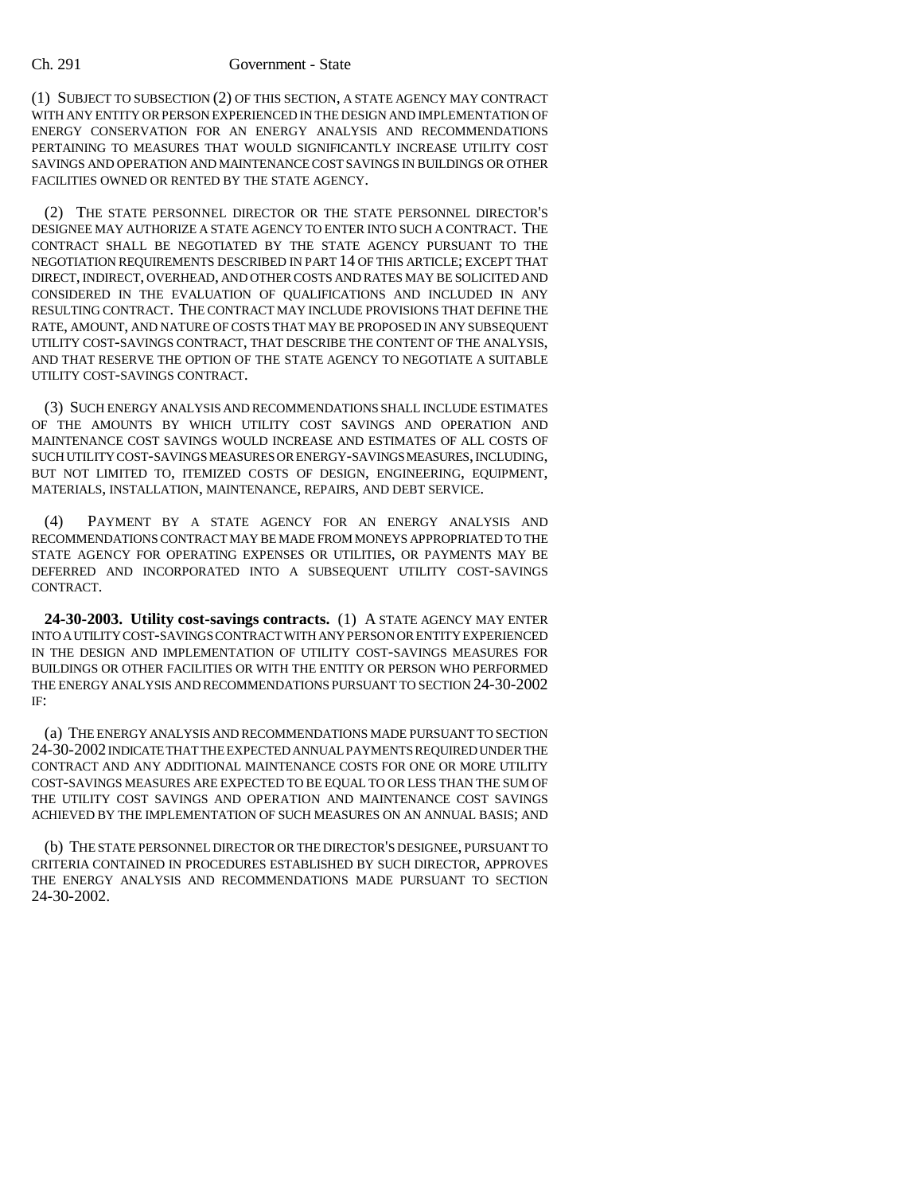(1) SUBJECT TO SUBSECTION (2) OF THIS SECTION, A STATE AGENCY MAY CONTRACT WITH ANY ENTITY OR PERSON EXPERIENCED IN THE DESIGN AND IMPLEMENTATION OF ENERGY CONSERVATION FOR AN ENERGY ANALYSIS AND RECOMMENDATIONS PERTAINING TO MEASURES THAT WOULD SIGNIFICANTLY INCREASE UTILITY COST SAVINGS AND OPERATION AND MAINTENANCE COST SAVINGS IN BUILDINGS OR OTHER FACILITIES OWNED OR RENTED BY THE STATE AGENCY.

(2) THE STATE PERSONNEL DIRECTOR OR THE STATE PERSONNEL DIRECTOR'S DESIGNEE MAY AUTHORIZE A STATE AGENCY TO ENTER INTO SUCH A CONTRACT. THE CONTRACT SHALL BE NEGOTIATED BY THE STATE AGENCY PURSUANT TO THE NEGOTIATION REQUIREMENTS DESCRIBED IN PART 14 OF THIS ARTICLE; EXCEPT THAT DIRECT, INDIRECT, OVERHEAD, AND OTHER COSTS AND RATES MAY BE SOLICITED AND CONSIDERED IN THE EVALUATION OF QUALIFICATIONS AND INCLUDED IN ANY RESULTING CONTRACT. THE CONTRACT MAY INCLUDE PROVISIONS THAT DEFINE THE RATE, AMOUNT, AND NATURE OF COSTS THAT MAY BE PROPOSED IN ANY SUBSEQUENT UTILITY COST-SAVINGS CONTRACT, THAT DESCRIBE THE CONTENT OF THE ANALYSIS, AND THAT RESERVE THE OPTION OF THE STATE AGENCY TO NEGOTIATE A SUITABLE UTILITY COST-SAVINGS CONTRACT.

(3) SUCH ENERGY ANALYSIS AND RECOMMENDATIONS SHALL INCLUDE ESTIMATES OF THE AMOUNTS BY WHICH UTILITY COST SAVINGS AND OPERATION AND MAINTENANCE COST SAVINGS WOULD INCREASE AND ESTIMATES OF ALL COSTS OF SUCH UTILITY COST-SAVINGS MEASURES OR ENERGY-SAVINGS MEASURES, INCLUDING, BUT NOT LIMITED TO, ITEMIZED COSTS OF DESIGN, ENGINEERING, EQUIPMENT, MATERIALS, INSTALLATION, MAINTENANCE, REPAIRS, AND DEBT SERVICE.

(4) PAYMENT BY A STATE AGENCY FOR AN ENERGY ANALYSIS AND RECOMMENDATIONS CONTRACT MAY BE MADE FROM MONEYS APPROPRIATED TO THE STATE AGENCY FOR OPERATING EXPENSES OR UTILITIES, OR PAYMENTS MAY BE DEFERRED AND INCORPORATED INTO A SUBSEQUENT UTILITY COST-SAVINGS CONTRACT.

**24-30-2003. Utility cost-savings contracts.** (1) A STATE AGENCY MAY ENTER INTO A UTILITY COST-SAVINGS CONTRACT WITH ANY PERSON OR ENTITY EXPERIENCED IN THE DESIGN AND IMPLEMENTATION OF UTILITY COST-SAVINGS MEASURES FOR BUILDINGS OR OTHER FACILITIES OR WITH THE ENTITY OR PERSON WHO PERFORMED THE ENERGY ANALYSIS AND RECOMMENDATIONS PURSUANT TO SECTION 24-30-2002 IF:

(a) THE ENERGY ANALYSIS AND RECOMMENDATIONS MADE PURSUANT TO SECTION 24-30-2002 INDICATE THAT THE EXPECTED ANNUAL PAYMENTS REQUIRED UNDER THE CONTRACT AND ANY ADDITIONAL MAINTENANCE COSTS FOR ONE OR MORE UTILITY COST-SAVINGS MEASURES ARE EXPECTED TO BE EQUAL TO OR LESS THAN THE SUM OF THE UTILITY COST SAVINGS AND OPERATION AND MAINTENANCE COST SAVINGS ACHIEVED BY THE IMPLEMENTATION OF SUCH MEASURES ON AN ANNUAL BASIS; AND

(b) THE STATE PERSONNEL DIRECTOR OR THE DIRECTOR'S DESIGNEE, PURSUANT TO CRITERIA CONTAINED IN PROCEDURES ESTABLISHED BY SUCH DIRECTOR, APPROVES THE ENERGY ANALYSIS AND RECOMMENDATIONS MADE PURSUANT TO SECTION 24-30-2002.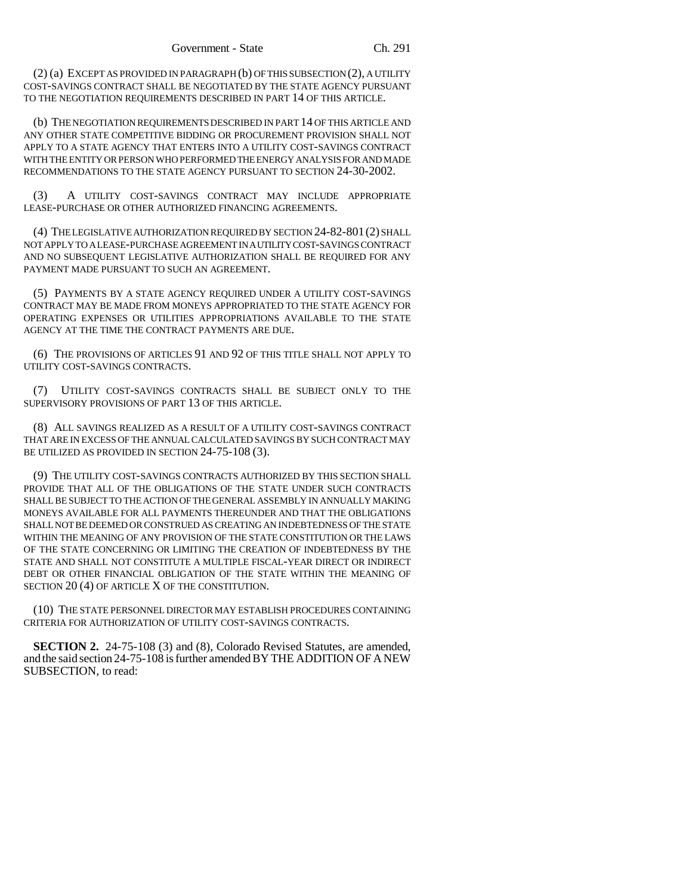(2) (a) EXCEPT AS PROVIDED IN PARAGRAPH (b) OF THIS SUBSECTION (2), A UTILITY COST-SAVINGS CONTRACT SHALL BE NEGOTIATED BY THE STATE AGENCY PURSUANT TO THE NEGOTIATION REQUIREMENTS DESCRIBED IN PART 14 OF THIS ARTICLE.

(b) THE NEGOTIATION REQUIREMENTS DESCRIBED IN PART 14 OF THIS ARTICLE AND ANY OTHER STATE COMPETITIVE BIDDING OR PROCUREMENT PROVISION SHALL NOT APPLY TO A STATE AGENCY THAT ENTERS INTO A UTILITY COST-SAVINGS CONTRACT WITH THE ENTITY OR PERSON WHO PERFORMED THE ENERGY ANALYSIS FOR AND MADE RECOMMENDATIONS TO THE STATE AGENCY PURSUANT TO SECTION 24-30-2002.

(3) A UTILITY COST-SAVINGS CONTRACT MAY INCLUDE APPROPRIATE LEASE-PURCHASE OR OTHER AUTHORIZED FINANCING AGREEMENTS.

(4) THE LEGISLATIVE AUTHORIZATION REQUIRED BY SECTION 24-82-801 (2) SHALL NOT APPLY TO A LEASE-PURCHASE AGREEMENT IN A UTILITY COST-SAVINGS CONTRACT AND NO SUBSEQUENT LEGISLATIVE AUTHORIZATION SHALL BE REQUIRED FOR ANY PAYMENT MADE PURSUANT TO SUCH AN AGREEMENT.

(5) PAYMENTS BY A STATE AGENCY REQUIRED UNDER A UTILITY COST-SAVINGS CONTRACT MAY BE MADE FROM MONEYS APPROPRIATED TO THE STATE AGENCY FOR OPERATING EXPENSES OR UTILITIES APPROPRIATIONS AVAILABLE TO THE STATE AGENCY AT THE TIME THE CONTRACT PAYMENTS ARE DUE.

(6) THE PROVISIONS OF ARTICLES 91 AND 92 OF THIS TITLE SHALL NOT APPLY TO UTILITY COST-SAVINGS CONTRACTS.

(7) UTILITY COST-SAVINGS CONTRACTS SHALL BE SUBJECT ONLY TO THE SUPERVISORY PROVISIONS OF PART 13 OF THIS ARTICLE.

(8) ALL SAVINGS REALIZED AS A RESULT OF A UTILITY COST-SAVINGS CONTRACT THAT ARE IN EXCESS OF THE ANNUAL CALCULATED SAVINGS BY SUCH CONTRACT MAY BE UTILIZED AS PROVIDED IN SECTION 24-75-108 (3).

(9) THE UTILITY COST-SAVINGS CONTRACTS AUTHORIZED BY THIS SECTION SHALL PROVIDE THAT ALL OF THE OBLIGATIONS OF THE STATE UNDER SUCH CONTRACTS SHALL BE SUBJECT TO THE ACTION OF THE GENERAL ASSEMBLY IN ANNUALLY MAKING MONEYS AVAILABLE FOR ALL PAYMENTS THEREUNDER AND THAT THE OBLIGATIONS SHALL NOT BE DEEMED OR CONSTRUED AS CREATING AN INDEBTEDNESS OF THE STATE WITHIN THE MEANING OF ANY PROVISION OF THE STATE CONSTITUTION OR THE LAWS OF THE STATE CONCERNING OR LIMITING THE CREATION OF INDEBTEDNESS BY THE STATE AND SHALL NOT CONSTITUTE A MULTIPLE FISCAL-YEAR DIRECT OR INDIRECT DEBT OR OTHER FINANCIAL OBLIGATION OF THE STATE WITHIN THE MEANING OF SECTION 20 (4) OF ARTICLE X OF THE CONSTITUTION.

(10) THE STATE PERSONNEL DIRECTOR MAY ESTABLISH PROCEDURES CONTAINING CRITERIA FOR AUTHORIZATION OF UTILITY COST-SAVINGS CONTRACTS.

**SECTION 2.** 24-75-108 (3) and (8), Colorado Revised Statutes, are amended, and the said section 24-75-108 is further amended BY THE ADDITION OF A NEW SUBSECTION, to read: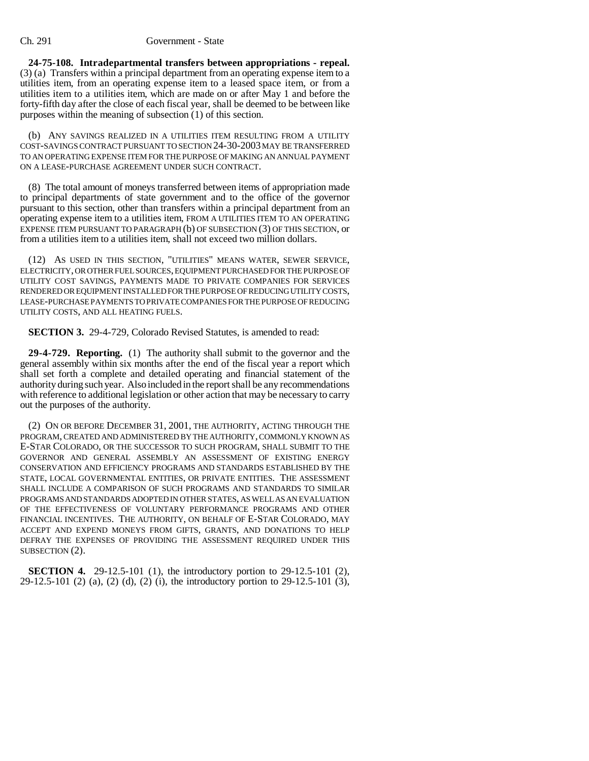**24-75-108. Intradepartmental transfers between appropriations - repeal.** (3) (a) Transfers within a principal department from an operating expense item to a utilities item, from an operating expense item to a leased space item, or from a utilities item to a utilities item, which are made on or after May 1 and before the forty-fifth day after the close of each fiscal year, shall be deemed to be between like purposes within the meaning of subsection (1) of this section.

(b) ANY SAVINGS REALIZED IN A UTILITIES ITEM RESULTING FROM A UTILITY COST-SAVINGS CONTRACT PURSUANT TO SECTION 24-30-2003 MAY BE TRANSFERRED TO AN OPERATING EXPENSE ITEM FOR THE PURPOSE OF MAKING AN ANNUAL PAYMENT ON A LEASE-PURCHASE AGREEMENT UNDER SUCH CONTRACT.

(8) The total amount of moneys transferred between items of appropriation made to principal departments of state government and to the office of the governor pursuant to this section, other than transfers within a principal department from an operating expense item to a utilities item, FROM A UTILITIES ITEM TO AN OPERATING EXPENSE ITEM PURSUANT TO PARAGRAPH (b) OF SUBSECTION (3) OF THIS SECTION, or from a utilities item to a utilities item, shall not exceed two million dollars.

(12) AS USED IN THIS SECTION, "UTILITIES" MEANS WATER, SEWER SERVICE, ELECTRICITY, OR OTHER FUEL SOURCES, EQUIPMENT PURCHASED FOR THE PURPOSE OF UTILITY COST SAVINGS, PAYMENTS MADE TO PRIVATE COMPANIES FOR SERVICES RENDERED OR EQUIPMENT INSTALLED FOR THE PURPOSE OF REDUCING UTILITY COSTS, LEASE-PURCHASE PAYMENTS TO PRIVATE COMPANIES FOR THE PURPOSE OF REDUCING UTILITY COSTS, AND ALL HEATING FUELS.

**SECTION 3.** 29-4-729, Colorado Revised Statutes, is amended to read:

**29-4-729. Reporting.** (1) The authority shall submit to the governor and the general assembly within six months after the end of the fiscal year a report which shall set forth a complete and detailed operating and financial statement of the authority during such year. Also included in the report shall be any recommendations with reference to additional legislation or other action that may be necessary to carry out the purposes of the authority.

(2) ON OR BEFORE DECEMBER 31, 2001, THE AUTHORITY, ACTING THROUGH THE PROGRAM, CREATED AND ADMINISTERED BY THE AUTHORITY, COMMONLY KNOWN AS E-STAR COLORADO, OR THE SUCCESSOR TO SUCH PROGRAM, SHALL SUBMIT TO THE GOVERNOR AND GENERAL ASSEMBLY AN ASSESSMENT OF EXISTING ENERGY CONSERVATION AND EFFICIENCY PROGRAMS AND STANDARDS ESTABLISHED BY THE STATE, LOCAL GOVERNMENTAL ENTITIES, OR PRIVATE ENTITIES. THE ASSESSMENT SHALL INCLUDE A COMPARISON OF SUCH PROGRAMS AND STANDARDS TO SIMILAR PROGRAMS AND STANDARDS ADOPTED IN OTHER STATES, AS WELL AS AN EVALUATION OF THE EFFECTIVENESS OF VOLUNTARY PERFORMANCE PROGRAMS AND OTHER FINANCIAL INCENTIVES. THE AUTHORITY, ON BEHALF OF E-STAR COLORADO, MAY ACCEPT AND EXPEND MONEYS FROM GIFTS, GRANTS, AND DONATIONS TO HELP DEFRAY THE EXPENSES OF PROVIDING THE ASSESSMENT REQUIRED UNDER THIS SUBSECTION (2).

**SECTION 4.** 29-12.5-101 (1), the introductory portion to 29-12.5-101 (2), 29-12.5-101 (2) (a), (2) (d), (2) (i), the introductory portion to 29-12.5-101 (3),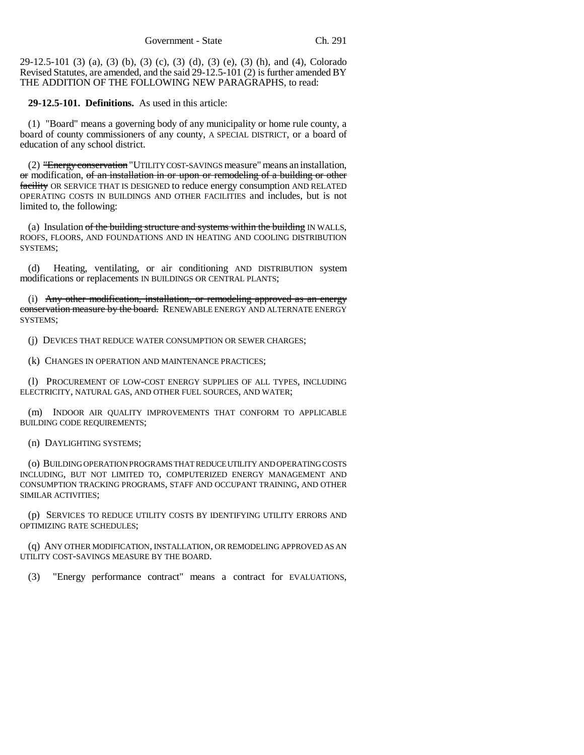29-12.5-101 (3) (a), (3) (b), (3) (c), (3) (d), (3) (e), (3) (h), and (4), Colorado Revised Statutes, are amended, and the said 29-12.5-101 (2) is further amended BY THE ADDITION OF THE FOLLOWING NEW PARAGRAPHS, to read:

**29-12.5-101. Definitions.** As used in this article:

(1) "Board" means a governing body of any municipality or home rule county, a board of county commissioners of any county, A SPECIAL DISTRICT, or a board of education of any school district.

(2) ~~"Energy conservation~~ "UTILITY COST-SAVINGS measure" means an installation, ~~or~~ modification, ~~of an installation in or upon or remodeling of a building or other facility~~ OR SERVICE THAT IS DESIGNED to reduce energy consumption AND RELATED OPERATING COSTS IN BUILDINGS AND OTHER FACILITIES and includes, but is not limited to, the following:

(a) Insulation ~~of the building structure and systems within the building~~ IN WALLS, ROOFS, FLOORS, AND FOUNDATIONS AND IN HEATING AND COOLING DISTRIBUTION SYSTEMS;

(d) Heating, ventilating, or air conditioning AND DISTRIBUTION system modifications or replacements IN BUILDINGS OR CENTRAL PLANTS;

(i) ~~Any other modification, installation, or remodeling approved as an energy conservation measure by the board.~~ RENEWABLE ENERGY AND ALTERNATE ENERGY SYSTEMS;

(j) DEVICES THAT REDUCE WATER CONSUMPTION OR SEWER CHARGES;

(k) CHANGES IN OPERATION AND MAINTENANCE PRACTICES;

(l) PROCUREMENT OF LOW-COST ENERGY SUPPLIES OF ALL TYPES, INCLUDING ELECTRICITY, NATURAL GAS, AND OTHER FUEL SOURCES, AND WATER;

(m) INDOOR AIR QUALITY IMPROVEMENTS THAT CONFORM TO APPLICABLE BUILDING CODE REQUIREMENTS;

(n) DAYLIGHTING SYSTEMS;

(o) BUILDING OPERATION PROGRAMS THAT REDUCE UTILITY AND OPERATING COSTS INCLUDING, BUT NOT LIMITED TO, COMPUTERIZED ENERGY MANAGEMENT AND CONSUMPTION TRACKING PROGRAMS, STAFF AND OCCUPANT TRAINING, AND OTHER SIMILAR ACTIVITIES;

(p) SERVICES TO REDUCE UTILITY COSTS BY IDENTIFYING UTILITY ERRORS AND OPTIMIZING RATE SCHEDULES;

(q) ANY OTHER MODIFICATION, INSTALLATION, OR REMODELING APPROVED AS AN UTILITY COST-SAVINGS MEASURE BY THE BOARD.

(3) "Energy performance contract" means a contract for EVALUATIONS,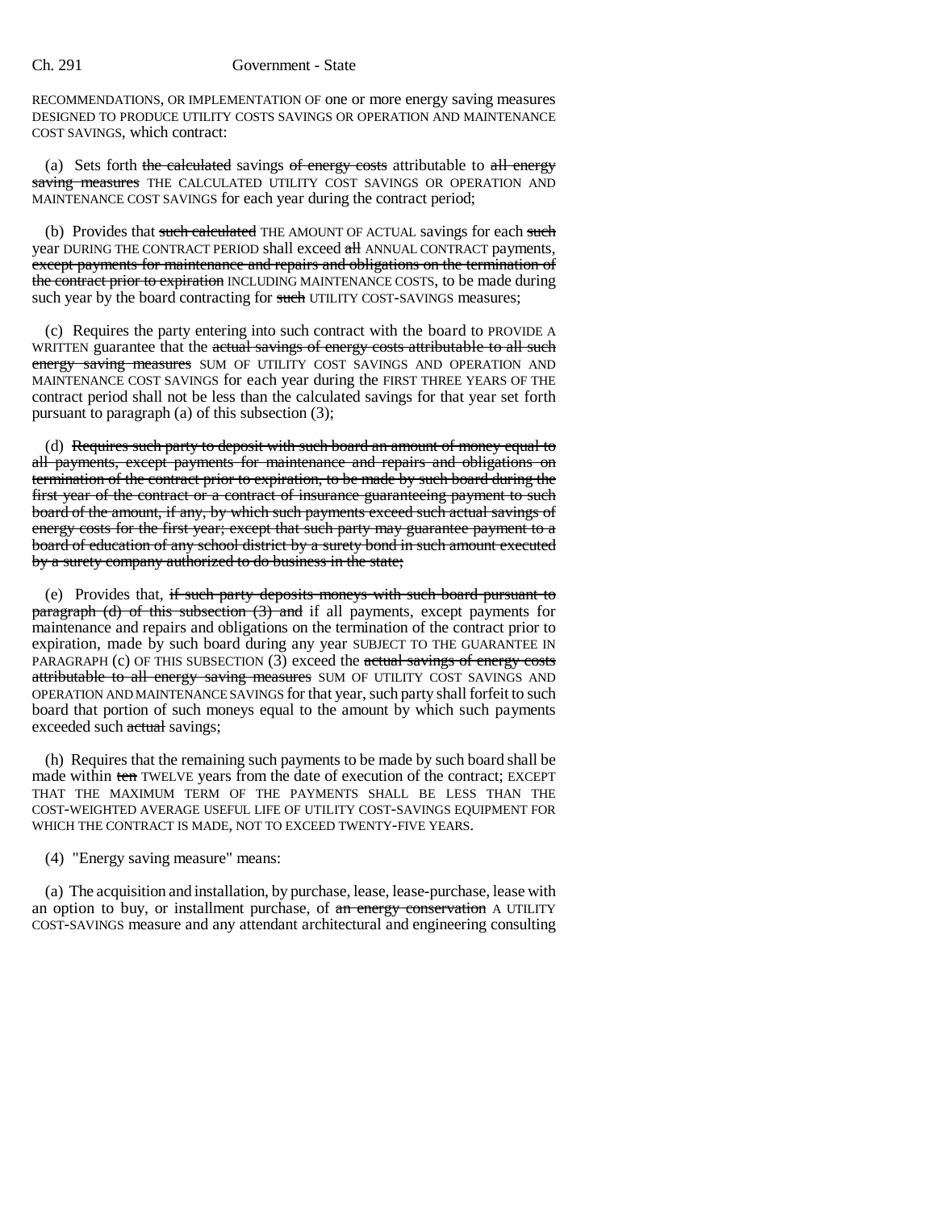RECOMMENDATIONS, OR IMPLEMENTATION OF one or more energy saving measures DESIGNED TO PRODUCE UTILITY COSTS SAVINGS OR OPERATION AND MAINTENANCE COST SAVINGS, which contract:

(a) Sets forth ~~the calculated~~ savings ~~of energy costs~~ attributable to ~~all energy saving measures~~ THE CALCULATED UTILITY COST SAVINGS OR OPERATION AND MAINTENANCE COST SAVINGS for each year during the contract period;

(b) Provides that ~~such calculated~~ THE AMOUNT OF ACTUAL savings for each ~~such~~ year DURING THE CONTRACT PERIOD shall exceed ~~all~~ ANNUAL CONTRACT payments, ~~except payments for maintenance and repairs and obligations on the termination of the contract prior to expiration~~ INCLUDING MAINTENANCE COSTS, to be made during such year by the board contracting for ~~such~~ UTILITY COST-SAVINGS measures;

(c) Requires the party entering into such contract with the board to PROVIDE A WRITTEN guarantee that the ~~actual savings of energy costs attributable to all such energy saving measures~~ SUM OF UTILITY COST SAVINGS AND OPERATION AND MAINTENANCE COST SAVINGS for each year during the FIRST THREE YEARS OF THE contract period shall not be less than the calculated savings for that year set forth pursuant to paragraph (a) of this subsection (3);

(d) ~~Requires such party to deposit with such board an amount of money equal to all payments, except payments for maintenance and repairs and obligations on termination of the contract prior to expiration, to be made by such board during the first year of the contract or a contract of insurance guaranteeing payment to such board of the amount, if any, by which such payments exceed such actual savings of energy costs for the first year; except that such party may guarantee payment to a board of education of any school district by a surety bond in such amount executed by a surety company authorized to do business in the state;~~

(e) Provides that, ~~if such party deposits moneys with such board pursuant to paragraph (d) of this subsection (3) and~~ if all payments, except payments for maintenance and repairs and obligations on the termination of the contract prior to expiration, made by such board during any year SUBJECT TO THE GUARANTEE IN PARAGRAPH (c) OF THIS SUBSECTION (3) exceed the ~~actual savings of energy costs attributable to all energy saving measures~~ SUM OF UTILITY COST SAVINGS AND OPERATION AND MAINTENANCE SAVINGS for that year, such party shall forfeit to such board that portion of such moneys equal to the amount by which such payments exceeded such ~~actual~~ savings;

(h) Requires that the remaining such payments to be made by such board shall be made within ~~ten~~ TWELVE years from the date of execution of the contract; EXCEPT THAT THE MAXIMUM TERM OF THE PAYMENTS SHALL BE LESS THAN THE COST-WEIGHTED AVERAGE USEFUL LIFE OF UTILITY COST-SAVINGS EQUIPMENT FOR WHICH THE CONTRACT IS MADE, NOT TO EXCEED TWENTY-FIVE YEARS.

(4) "Energy saving measure" means:

(a) The acquisition and installation, by purchase, lease, lease-purchase, lease with an option to buy, or installment purchase, of ~~an energy conservation~~ A UTILITY COST-SAVINGS measure and any attendant architectural and engineering consulting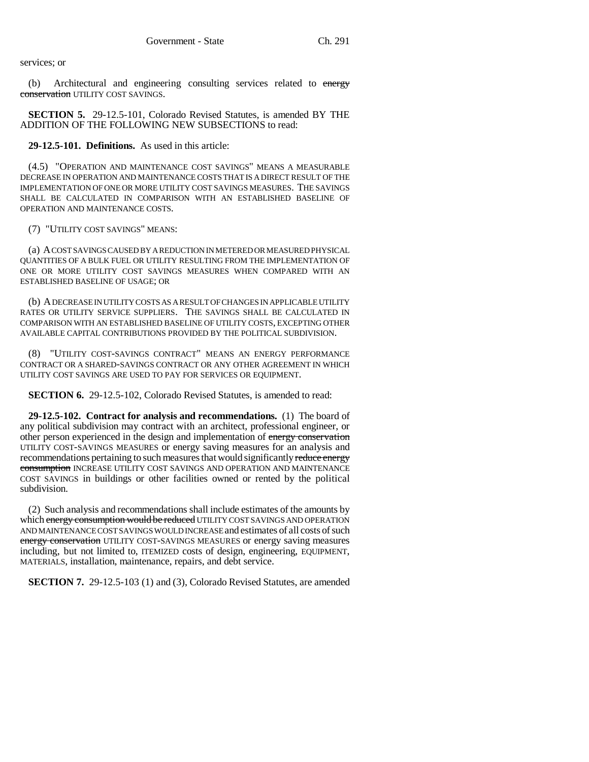services; or

(b) Architectural and engineering consulting services related to ~~energy conservation~~ UTILITY COST SAVINGS.

**SECTION 5.** 29-12.5-101, Colorado Revised Statutes, is amended BY THE ADDITION OF THE FOLLOWING NEW SUBSECTIONS to read:

**29-12.5-101. Definitions.** As used in this article:

(4.5) "OPERATION AND MAINTENANCE COST SAVINGS" MEANS A MEASURABLE DECREASE IN OPERATION AND MAINTENANCE COSTS THAT IS A DIRECT RESULT OF THE IMPLEMENTATION OF ONE OR MORE UTILITY COST SAVINGS MEASURES. THE SAVINGS SHALL BE CALCULATED IN COMPARISON WITH AN ESTABLISHED BASELINE OF OPERATION AND MAINTENANCE COSTS.

(7) "UTILITY COST SAVINGS" MEANS:

(a) A COST SAVINGS CAUSED BY A REDUCTION IN METERED OR MEASURED PHYSICAL QUANTITIES OF A BULK FUEL OR UTILITY RESULTING FROM THE IMPLEMENTATION OF ONE OR MORE UTILITY COST SAVINGS MEASURES WHEN COMPARED WITH AN ESTABLISHED BASELINE OF USAGE; OR

(b) A DECREASE IN UTILITY COSTS AS A RESULT OF CHANGES IN APPLICABLE UTILITY RATES OR UTILITY SERVICE SUPPLIERS. THE SAVINGS SHALL BE CALCULATED IN COMPARISON WITH AN ESTABLISHED BASELINE OF UTILITY COSTS, EXCEPTING OTHER AVAILABLE CAPITAL CONTRIBUTIONS PROVIDED BY THE POLITICAL SUBDIVISION.

(8) "UTILITY COST-SAVINGS CONTRACT" MEANS AN ENERGY PERFORMANCE CONTRACT OR A SHARED-SAVINGS CONTRACT OR ANY OTHER AGREEMENT IN WHICH UTILITY COST SAVINGS ARE USED TO PAY FOR SERVICES OR EQUIPMENT.

**SECTION 6.** 29-12.5-102, Colorado Revised Statutes, is amended to read:

**29-12.5-102. Contract for analysis and recommendations.** (1) The board of any political subdivision may contract with an architect, professional engineer, or other person experienced in the design and implementation of ~~energy conservation~~ UTILITY COST-SAVINGS MEASURES or energy saving measures for an analysis and recommendations pertaining to such measures that would significantly ~~reduce energy consumption~~ INCREASE UTILITY COST SAVINGS AND OPERATION AND MAINTENANCE COST SAVINGS in buildings or other facilities owned or rented by the political subdivision.

(2) Such analysis and recommendations shall include estimates of the amounts by which ~~energy consumption would be reduced~~ UTILITY COST SAVINGS AND OPERATION AND MAINTENANCE COST SAVINGS WOULD INCREASE and estimates of all costs of such ~~energy conservation~~ UTILITY COST-SAVINGS MEASURES or energy saving measures including, but not limited to, ITEMIZED costs of design, engineering, EQUIPMENT, MATERIALS, installation, maintenance, repairs, and debt service.

**SECTION 7.** 29-12.5-103 (1) and (3), Colorado Revised Statutes, are amended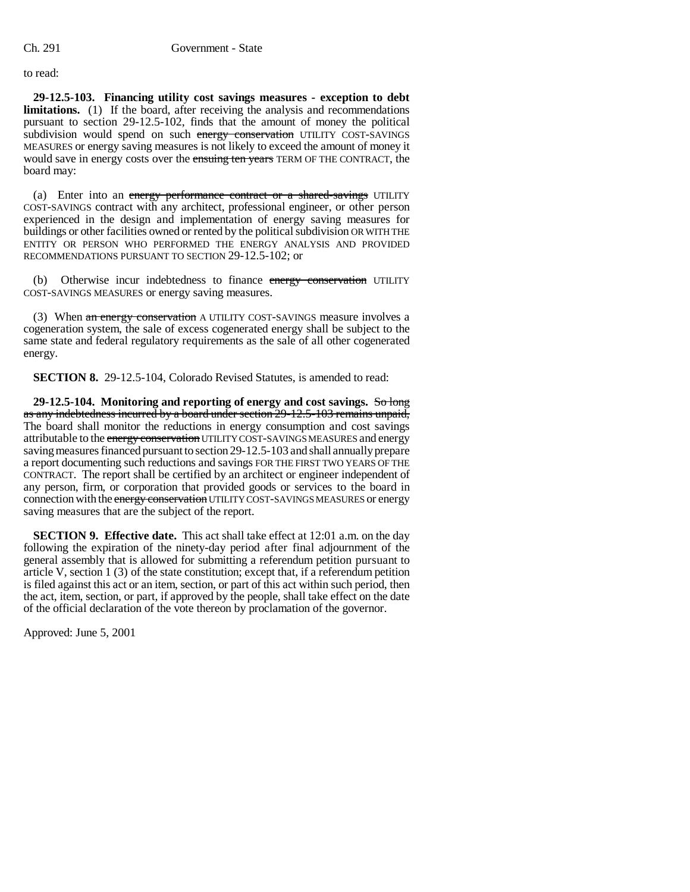to read:

**29-12.5-103. Financing utility cost savings measures - exception to debt limitations.** (1) If the board, after receiving the analysis and recommendations pursuant to section 29-12.5-102, finds that the amount of money the political subdivision would spend on such ~~energy conservation~~ UTILITY COST-SAVINGS MEASURES or energy saving measures is not likely to exceed the amount of money it would save in energy costs over the ~~ensuing ten years~~ TERM OF THE CONTRACT, the board may:

(a) Enter into an ~~energy performance contract or a shared-savings~~ UTILITY COST-SAVINGS contract with any architect, professional engineer, or other person experienced in the design and implementation of energy saving measures for buildings or other facilities owned or rented by the political subdivision OR WITH THE ENTITY OR PERSON WHO PERFORMED THE ENERGY ANALYSIS AND PROVIDED RECOMMENDATIONS PURSUANT TO SECTION 29-12.5-102; or

(b) Otherwise incur indebtedness to finance ~~energy conservation~~ UTILITY COST-SAVINGS MEASURES or energy saving measures.

(3) When ~~an energy conservation~~ A UTILITY COST-SAVINGS measure involves a cogeneration system, the sale of excess cogenerated energy shall be subject to the same state and federal regulatory requirements as the sale of all other cogenerated energy.

**SECTION 8.** 29-12.5-104, Colorado Revised Statutes, is amended to read:

**29-12.5-104. Monitoring and reporting of energy and cost savings.** ~~So long as any indebtedness incurred by a board under section 29-12.5-103 remains unpaid,~~ The board shall monitor the reductions in energy consumption and cost savings attributable to the ~~energy conservation~~ UTILITY COST-SAVINGS MEASURES and energy saving measures financed pursuant to section 29-12.5-103 and shall annually prepare a report documenting such reductions and savings FOR THE FIRST TWO YEARS OF THE CONTRACT. The report shall be certified by an architect or engineer independent of any person, firm, or corporation that provided goods or services to the board in connection with the ~~energy conservation~~ UTILITY COST-SAVINGS MEASURES or energy saving measures that are the subject of the report.

**SECTION 9. Effective date.** This act shall take effect at 12:01 a.m. on the day following the expiration of the ninety-day period after final adjournment of the general assembly that is allowed for submitting a referendum petition pursuant to article V, section 1 (3) of the state constitution; except that, if a referendum petition is filed against this act or an item, section, or part of this act within such period, then the act, item, section, or part, if approved by the people, shall take effect on the date of the official declaration of the vote thereon by proclamation of the governor.

Approved: June 5, 2001